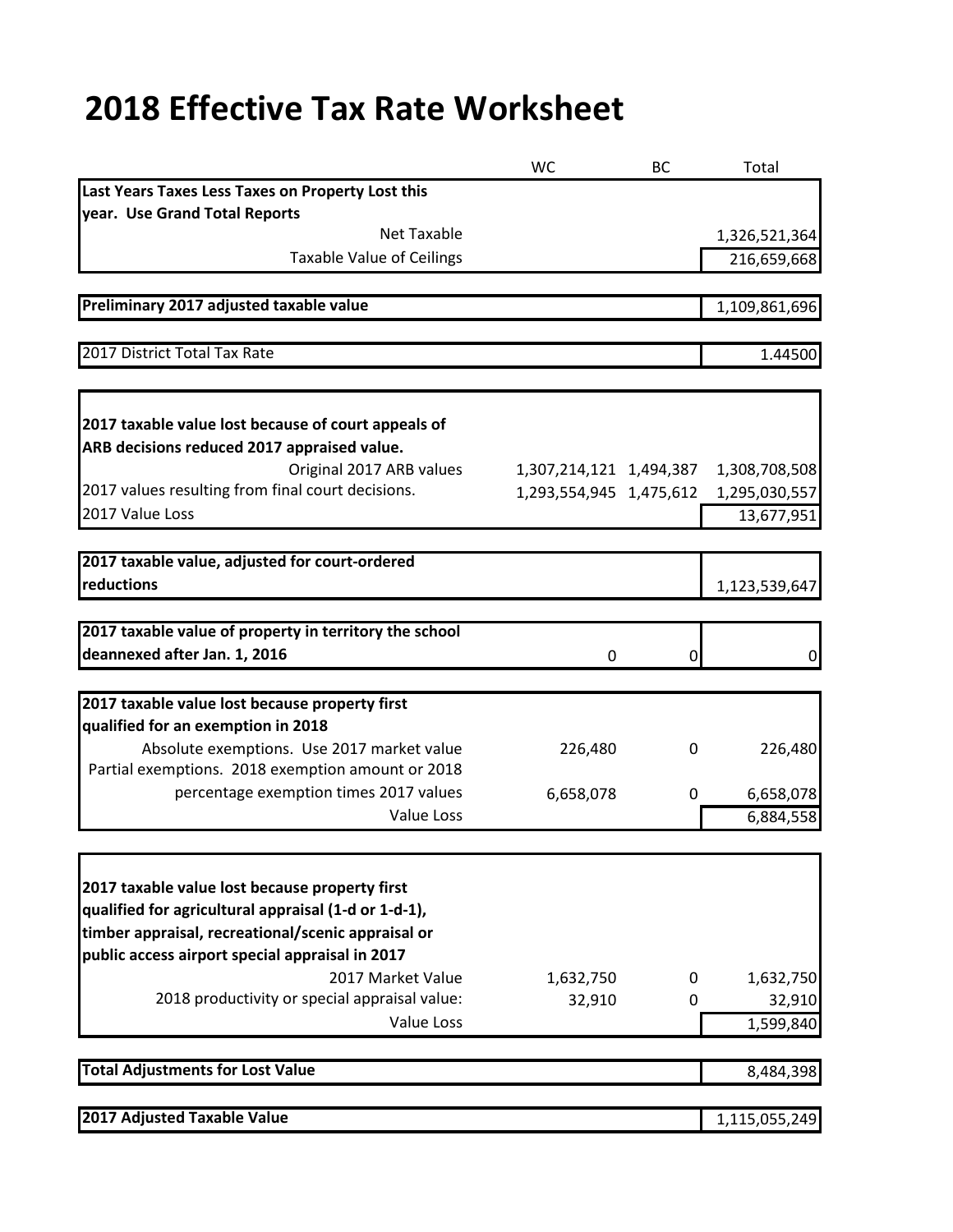# 2018 Effective Tax Rate Worksheet

| | WC | BC | Total |
|---|---|---|---|
| **Last Years Taxes Less Taxes on Property Lost this year. Use Grand Total Reports** | | | |
| Net Taxable | | | 1,326,521,364 |
| Taxable Value of Ceilings | | | 216,659,668 |
| **Preliminary 2017 adjusted taxable value** | | | 1,109,861,696 |
| 2017 District Total Tax Rate | | | 1.44500 |
| **2017 taxable value lost because of court appeals of ARB decisions reduced 2017 appraised value.** | | | |
| Original 2017 ARB values | 1,307,214,121 | 1,494,387 | 1,308,708,508 |
| 2017 values resulting from final court decisions. | 1,293,554,945 | 1,475,612 | 1,295,030,557 |
| 2017 Value Loss | | | 13,677,951 |
| **2017 taxable value, adjusted for court-ordered reductions** | | | 1,123,539,647 |
| **2017 taxable value of property in territory the school deannexed after Jan. 1, 2016** | 0 | 0 | 0 |
| **2017 taxable value lost because property first qualified for an exemption in 2018** | | | |
| Absolute exemptions. Use 2017 market value | 226,480 | 0 | 226,480 |
| Partial exemptions. 2018 exemption amount or 2018 percentage exemption times 2017 values | 6,658,078 | 0 | 6,658,078 |
| Value Loss | | | 6,884,558 |
| **2017 taxable value lost because property first qualified for agricultural appraisal (1-d or 1-d-1), timber appraisal, recreational/scenic appraisal or public access airport special appraisal in 2017** | | | |
| 2017 Market Value | 1,632,750 | 0 | 1,632,750 |
| 2018 productivity or special appraisal value: | 32,910 | 0 | 32,910 |
| Value Loss | | | 1,599,840 |
| **Total Adjustments for Lost Value** | | | 8,484,398 |
| **2017 Adjusted Taxable Value** | | | 1,115,055,249 |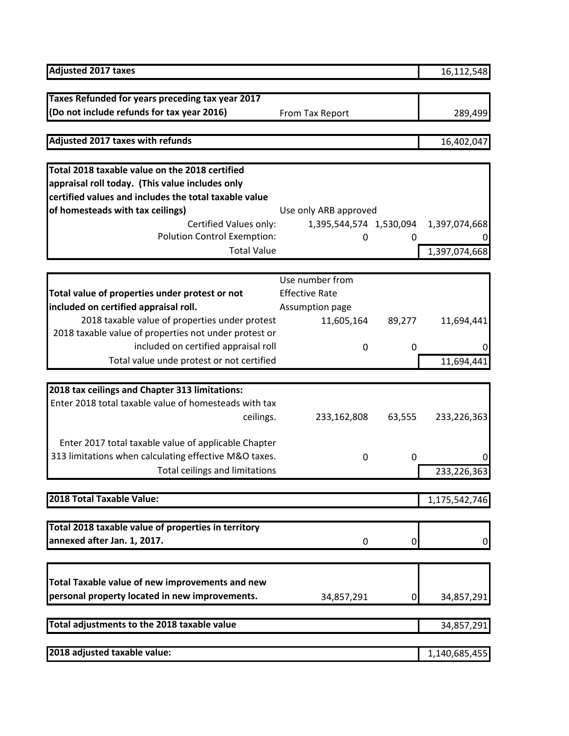| Adjusted 2017 taxes | | | 16,112,548 |
|---|---|---|---|
| **Taxes Refunded for years preceding tax year 2017 (Do not include refunds for tax year 2016)** | From Tax Report | | 289,499 |
| **Adjusted 2017 taxes with refunds** | | | 16,402,047 |

| **Total 2018 taxable value on the 2018 certified appraisal roll today. (This value includes only certified values and includes the total taxable value of homesteads with tax ceilings)** | Use only ARB approved | | |
|---|---|---|---|
| Certified Values only: | 1,395,544,574 | 1,530,094 | 1,397,074,668 |
| Polution Control Exemption: | 0 | 0 | 0 |
| Total Value | | | 1,397,074,668 |

| **Total value of properties under protest or not included on certified appraisal roll.** | Use number from Effective Rate Assumption page | | |
|---|---|---|---|
| 2018 taxable value of properties under protest | 11,605,164 | 89,277 | 11,694,441 |
| 2018 taxable value of properties not under protest or included on certified appraisal roll | 0 | 0 | 0 |
| Total value unde protest or not certified | | | 11,694,441 |

| **2018 tax ceilings and Chapter 313 limitations:** | | | |
|---|---|---|---|
| Enter 2018 total taxable value of homesteads with tax ceilings. | 233,162,808 | 63,555 | 233,226,363 |
| Enter 2017 total taxable value of applicable Chapter 313 limitations when calculating effective M&O taxes. | 0 | 0 | 0 |
| Total ceilings and limitations | | | 233,226,363 |

| **2018 Total Taxable Value:** | | | 1,175,542,746 |
|---|---|---|---|
| **Total 2018 taxable value of properties in territory annexed after Jan. 1, 2017.** | 0 | 0 | 0 |
| **Total Taxable value of new improvements and new personal property located in new improvements.** | 34,857,291 | 0 | 34,857,291 |
| **Total adjustments to the 2018 taxable value** | | | 34,857,291 |
| **2018 adjusted taxable value:** | | | 1,140,685,455 |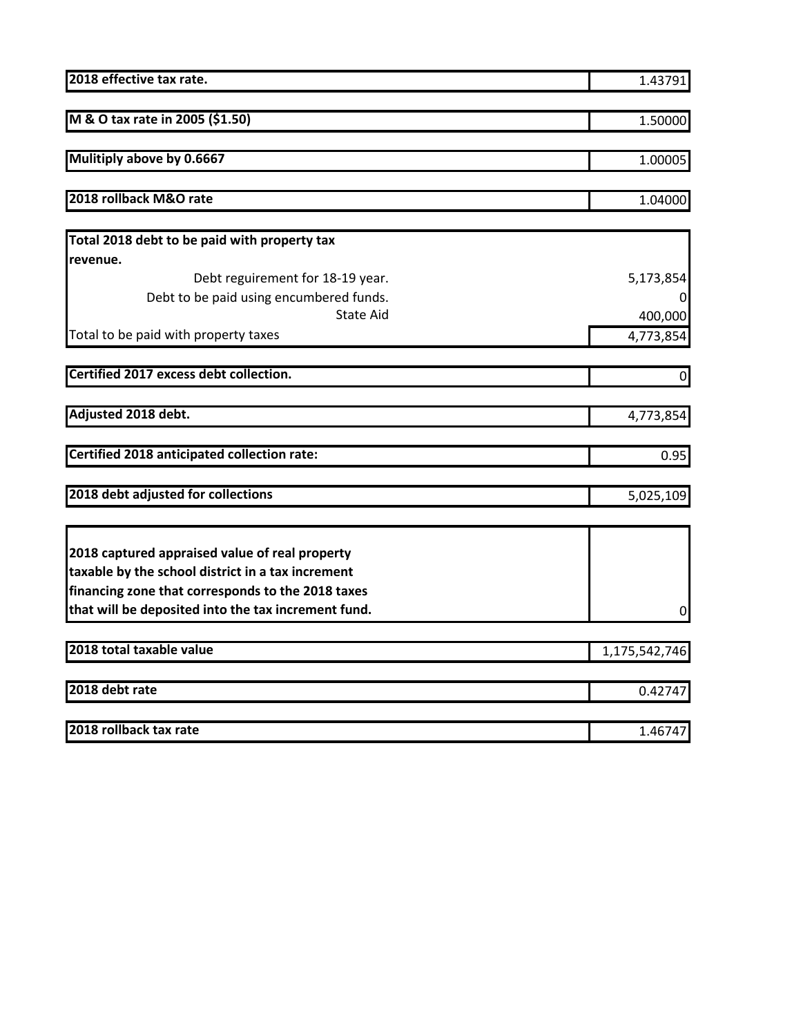| | |
|---|---|
| **2018 effective tax rate.** | 1.43791 |
| **M & O tax rate in 2005 ($1.50)** | 1.50000 |
| **Mulitiply above by 0.6667** | 1.00005 |
| **2018 rollback M&O rate** | 1.04000 |
| **Total 2018 debt to be paid with property tax revenue.** | |
| Debt reguirement for 18-19 year. | 5,173,854 |
| Debt to be paid using encumbered funds. | 0 |
| State Aid | 400,000 |
| Total to be paid with property taxes | 4,773,854 |
| **Certified 2017 excess debt collection.** | 0 |
| **Adjusted 2018 debt.** | 4,773,854 |
| **Certified 2018 anticipated collection rate:** | 0.95 |
| **2018 debt adjusted for collections** | 5,025,109 |
| **2018 captured appraised value of real property taxable by the school district in a tax increment financing zone that corresponds to the 2018 taxes that will be deposited into the tax increment fund.** | 0 |
| **2018 total taxable value** | 1,175,542,746 |
| **2018 debt rate** | 0.42747 |
| **2018 rollback tax rate** | 1.46747 |